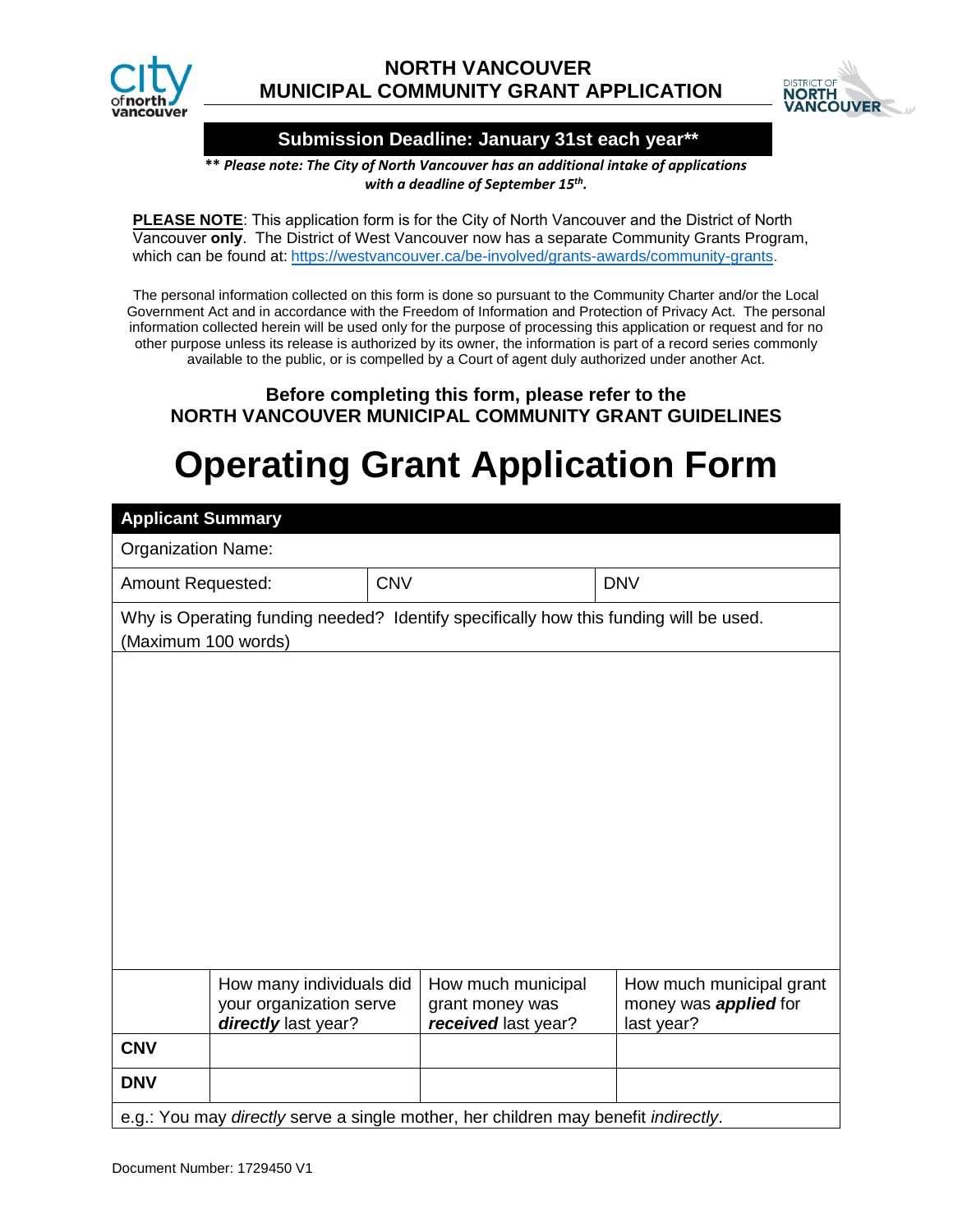# NORTH VANCOUVER MUNICIPAL COMMUNITY GRANT APPLICATION

**Submission Deadline: January 31st each year****

***\** Please note: The City of North Vancouver has an additional intake of applications with a deadline of September 15th.***

**PLEASE NOTE**: This application form is for the City of North Vancouver and the District of North Vancouver **only**. The District of West Vancouver now has a separate Community Grants Program, which can be found at: https://westvancouver.ca/be-involved/grants-awards/community-grants.

The personal information collected on this form is done so pursuant to the Community Charter and/or the Local Government Act and in accordance with the Freedom of Information and Protection of Privacy Act. The personal information collected herein will be used only for the purpose of processing this application or request and for no other purpose unless its release is authorized by its owner, the information is part of a record series commonly available to the public, or is compelled by a Court of agent duly authorized under another Act.

**Before completing this form, please refer to the NORTH VANCOUVER MUNICIPAL COMMUNITY GRANT GUIDELINES**

# Operating Grant Application Form

| **Applicant Summary** | | |
|---|---|---|
| Organization Name: | | |
| Amount Requested: | CNV | DNV |
| Why is Operating funding needed? Identify specifically how this funding will be used. (Maximum 100 words) | | |

| | How many individuals did your organization serve ***directly*** last year? | How much municipal grant money was ***received*** last year? | How much municipal grant money was ***applied*** for last year? |
|---|---|---|---|
| **CNV** | | | |
| **DNV** | | | |
| e.g.: You may *directly* serve a single mother, her children may benefit *indirectly*. | | | |

Document Number: 1729450 V1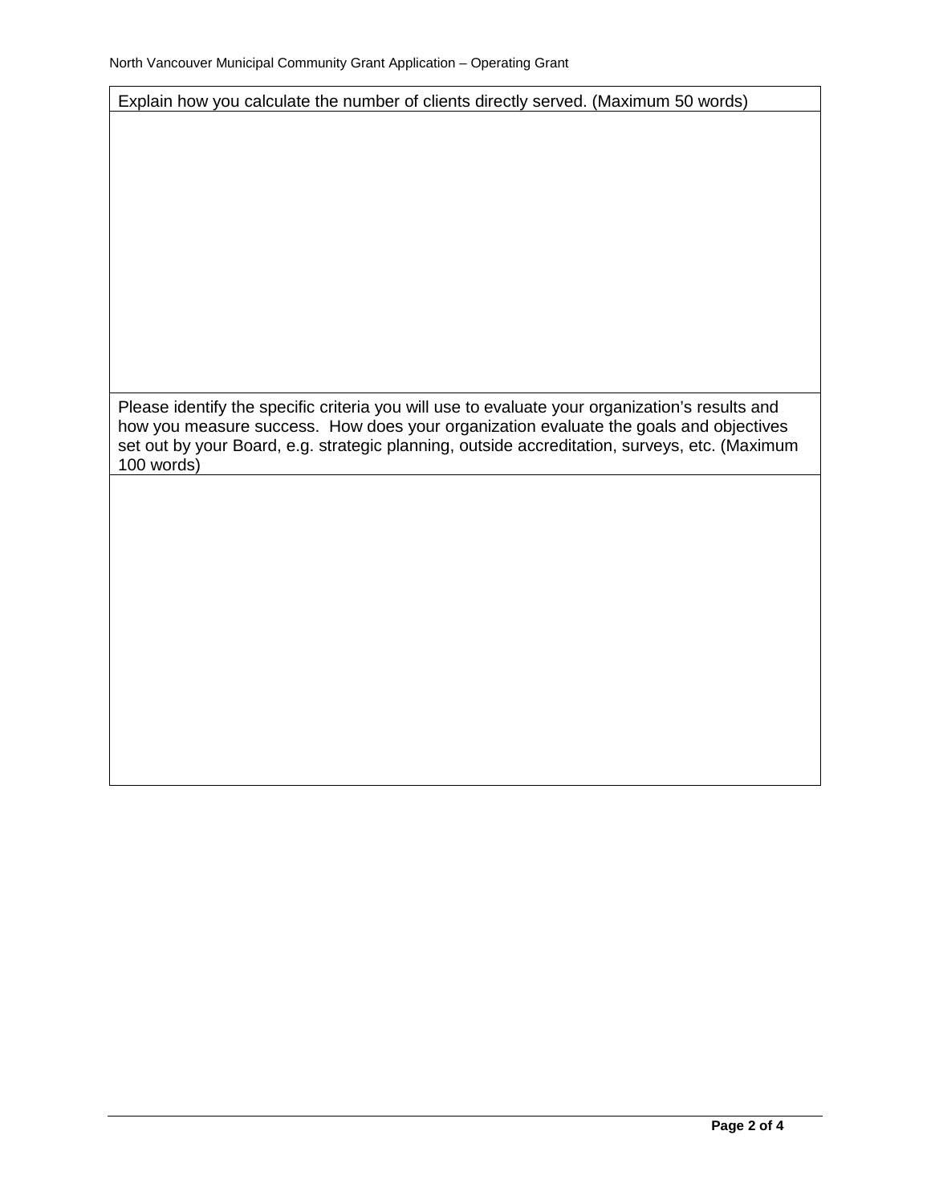| Explain how you calculate the number of clients directly served. (Maximum 50 words) |
| --- |
| |
| Please identify the specific criteria you will use to evaluate your organization's results and how you measure success. How does your organization evaluate the goals and objectives set out by your Board, e.g. strategic planning, outside accreditation, surveys, etc. (Maximum 100 words) |
| |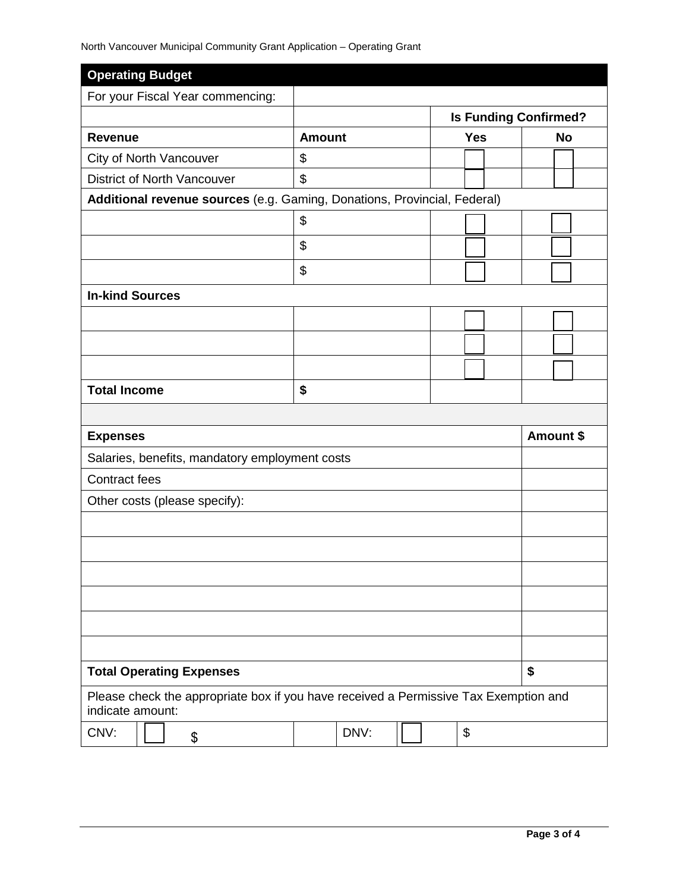## Operating Budget

| For your Fiscal Year commencing: | | | |
|---|---|---|---|
| | | **Is Funding Confirmed?** | |
| **Revenue** | **Amount** | **Yes** | **No** |
| City of North Vancouver | $ | ☐ | ☐ |
| District of North Vancouver | $ | ☐ | ☐ |
| **Additional revenue sources** (e.g. Gaming, Donations, Provincial, Federal) | | | |
| | $ | ☐ | ☐ |
| | $ | ☐ | ☐ |
| | $ | ☐ | ☐ |
| **In-kind Sources** | | | |
| | | ☐ | ☐ |
| | | ☐ | ☐ |
| | | ☐ | ☐ |
| **Total Income** | **$** | | |

| **Expenses** | **Amount $** |
|---|---|
| Salaries, benefits, mandatory employment costs | |
| Contract fees | |
| Other costs (please specify): | |
| | |
| | |
| | |
| | |
| | |
| | |
| **Total Operating Expenses** | **$** |

Please check the appropriate box if you have received a Permissive Tax Exemption and indicate amount:

| CNV: | ☐ $ | | DNV: | ☐ | $ |
|---|---|---|---|---|---|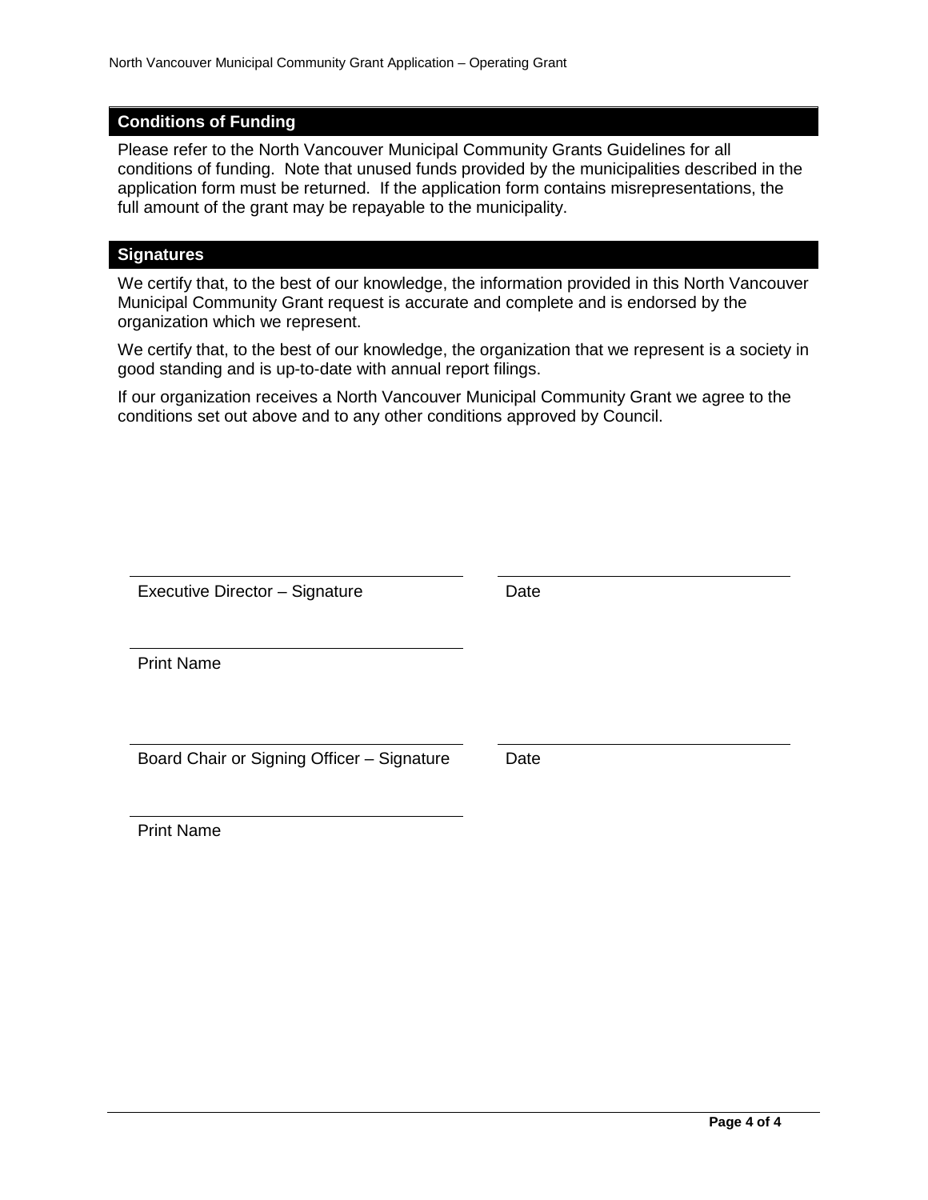## Conditions of Funding

Please refer to the North Vancouver Municipal Community Grants Guidelines for all conditions of funding. Note that unused funds provided by the municipalities described in the application form must be returned. If the application form contains misrepresentations, the full amount of the grant may be repayable to the municipality.

## Signatures

We certify that, to the best of our knowledge, the information provided in this North Vancouver Municipal Community Grant request is accurate and complete and is endorsed by the organization which we represent.

We certify that, to the best of our knowledge, the organization that we represent is a society in good standing and is up-to-date with annual report filings.

If our organization receives a North Vancouver Municipal Community Grant we agree to the conditions set out above and to any other conditions approved by Council.

\_\_\_\_\_\_\_\_\_\_\_\_\_\_\_\_\_\_\_\_\_\_\_\_\_\_\_\_\_\_\_\_\_\_\_\_ \_\_\_\_\_\_\_\_\_\_\_\_\_\_\_\_\_\_\_\_\_\_\_\_\_\_\_\_\_\_\_\_

Executive Director – Signature Date

\_\_\_\_\_\_\_\_\_\_\_\_\_\_\_\_\_\_\_\_\_\_\_\_\_\_\_\_\_\_\_\_\_\_\_\_

Print Name

\_\_\_\_\_\_\_\_\_\_\_\_\_\_\_\_\_\_\_\_\_\_\_\_\_\_\_\_\_\_\_\_\_\_\_\_ \_\_\_\_\_\_\_\_\_\_\_\_\_\_\_\_\_\_\_\_\_\_\_\_\_\_\_\_\_\_\_\_

Board Chair or Signing Officer – Signature Date

\_\_\_\_\_\_\_\_\_\_\_\_\_\_\_\_\_\_\_\_\_\_\_\_\_\_\_\_\_\_\_\_\_\_\_\_

Print Name